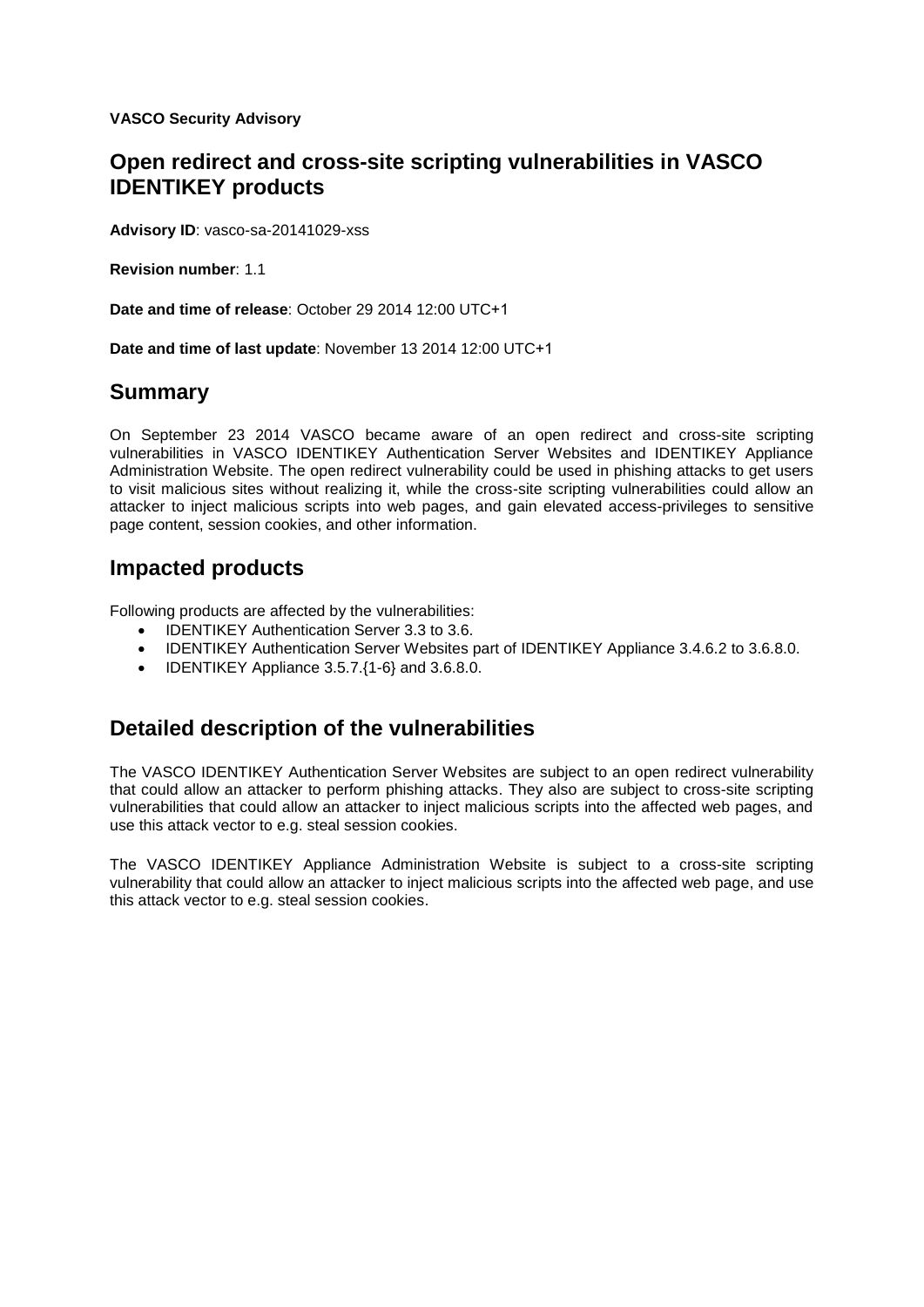**VASCO Security Advisory**

# Open redirect and cross-site scripting vulnerabilities in VASCO IDENTIKEY products

**Advisory ID**: vasco-sa-20141029-xss

**Revision number**: 1.1

**Date and time of release**: October 29 2014 12:00 UTC+1

**Date and time of last update**: November 13 2014 12:00 UTC+1

## Summary

On September 23 2014 VASCO became aware of an open redirect and cross-site scripting vulnerabilities in VASCO IDENTIKEY Authentication Server Websites and IDENTIKEY Appliance Administration Website. The open redirect vulnerability could be used in phishing attacks to get users to visit malicious sites without realizing it, while the cross-site scripting vulnerabilities could allow an attacker to inject malicious scripts into web pages, and gain elevated access-privileges to sensitive page content, session cookies, and other information.

## Impacted products

Following products are affected by the vulnerabilities:

- IDENTIKEY Authentication Server 3.3 to 3.6.
- IDENTIKEY Authentication Server Websites part of IDENTIKEY Appliance 3.4.6.2 to 3.6.8.0.
- IDENTIKEY Appliance 3.5.7.{1-6} and 3.6.8.0.

## Detailed description of the vulnerabilities

The VASCO IDENTIKEY Authentication Server Websites are subject to an open redirect vulnerability that could allow an attacker to perform phishing attacks. They also are subject to cross-site scripting vulnerabilities that could allow an attacker to inject malicious scripts into the affected web pages, and use this attack vector to e.g. steal session cookies.

The VASCO IDENTIKEY Appliance Administration Website is subject to a cross-site scripting vulnerability that could allow an attacker to inject malicious scripts into the affected web page, and use this attack vector to e.g. steal session cookies.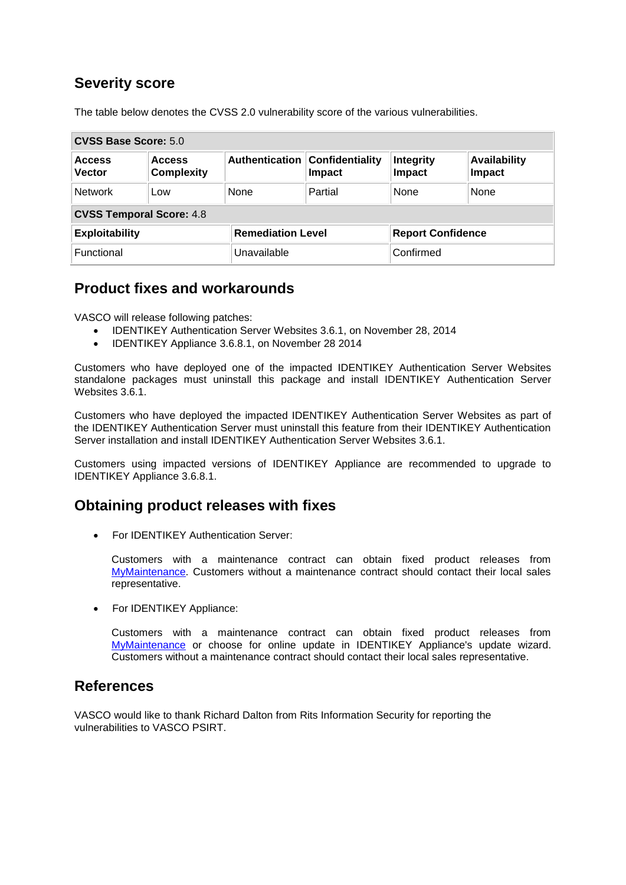## Severity score

The table below denotes the CVSS 2.0 vulnerability score of the various vulnerabilities.

| **CVSS Base Score:** 5.0 | | | | | |
|---|---|---|---|---|---|
| **Access Vector** | **Access Complexity** | **Authentication** | **Confidentiality Impact** | **Integrity Impact** | **Availability Impact** |
| Network | Low | None | Partial | None | None |
| **CVSS Temporal Score:** 4.8 | | | | | |
| **Exploitability** | | **Remediation Level** | | **Report Confidence** | |
| Functional | | Unavailable | | Confirmed | |

## Product fixes and workarounds

VASCO will release following patches:

- IDENTIKEY Authentication Server Websites 3.6.1, on November 28, 2014
- IDENTIKEY Appliance 3.6.8.1, on November 28 2014

Customers who have deployed one of the impacted IDENTIKEY Authentication Server Websites standalone packages must uninstall this package and install IDENTIKEY Authentication Server Websites 3.6.1.

Customers who have deployed the impacted IDENTIKEY Authentication Server Websites as part of the IDENTIKEY Authentication Server must uninstall this feature from their IDENTIKEY Authentication Server installation and install IDENTIKEY Authentication Server Websites 3.6.1.

Customers using impacted versions of IDENTIKEY Appliance are recommended to upgrade to IDENTIKEY Appliance 3.6.8.1.

## Obtaining product releases with fixes

- For IDENTIKEY Authentication Server:

  Customers with a maintenance contract can obtain fixed product releases from MyMaintenance. Customers without a maintenance contract should contact their local sales representative.

- For IDENTIKEY Appliance:

  Customers with a maintenance contract can obtain fixed product releases from MyMaintenance or choose for online update in IDENTIKEY Appliance's update wizard. Customers without a maintenance contract should contact their local sales representative.

## References

VASCO would like to thank Richard Dalton from Rits Information Security for reporting the vulnerabilities to VASCO PSIRT.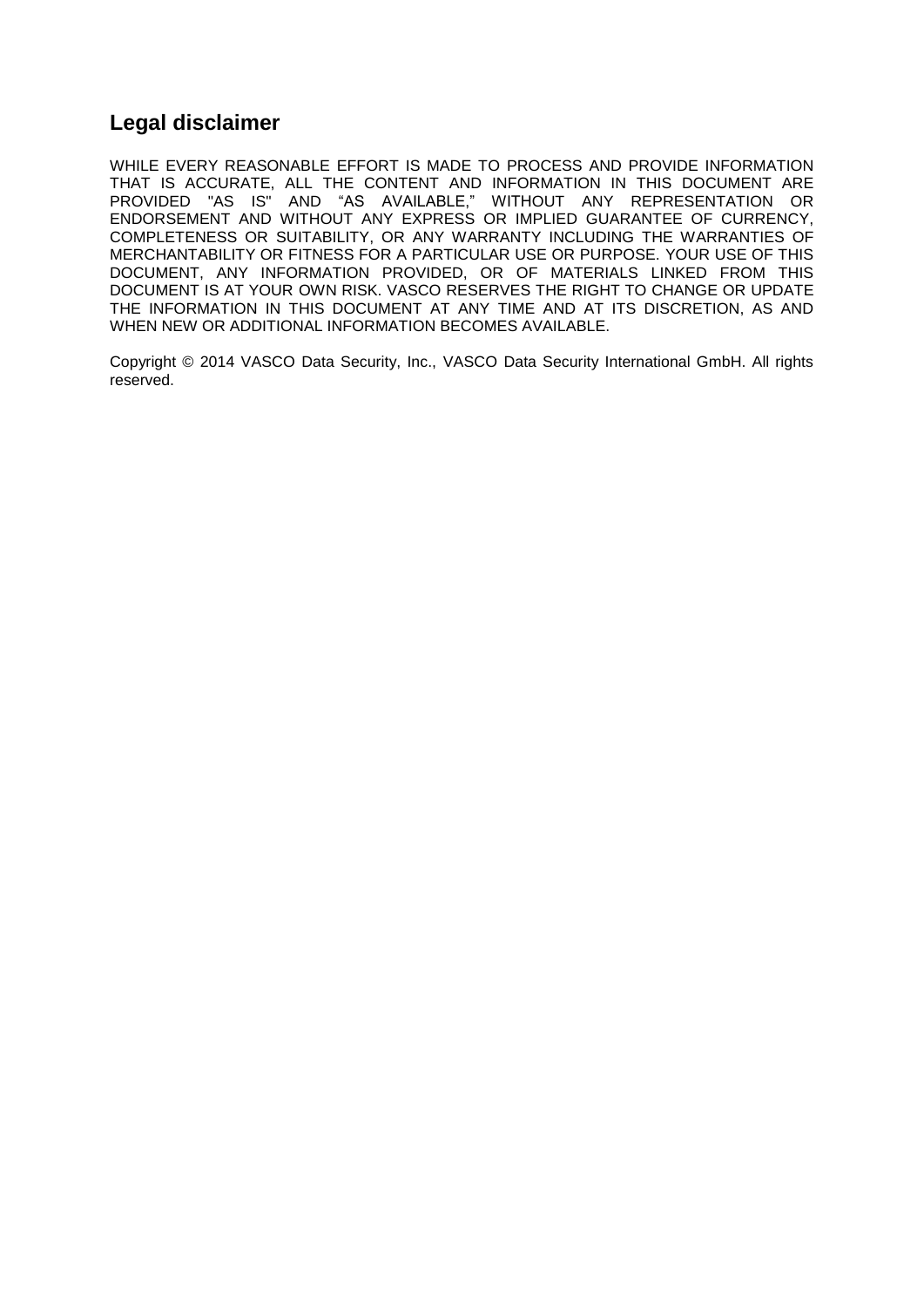## Legal disclaimer

WHILE EVERY REASONABLE EFFORT IS MADE TO PROCESS AND PROVIDE INFORMATION THAT IS ACCURATE, ALL THE CONTENT AND INFORMATION IN THIS DOCUMENT ARE PROVIDED "AS IS" AND “AS AVAILABLE,” WITHOUT ANY REPRESENTATION OR ENDORSEMENT AND WITHOUT ANY EXPRESS OR IMPLIED GUARANTEE OF CURRENCY, COMPLETENESS OR SUITABILITY, OR ANY WARRANTY INCLUDING THE WARRANTIES OF MERCHANTABILITY OR FITNESS FOR A PARTICULAR USE OR PURPOSE. YOUR USE OF THIS DOCUMENT, ANY INFORMATION PROVIDED, OR OF MATERIALS LINKED FROM THIS DOCUMENT IS AT YOUR OWN RISK. VASCO RESERVES THE RIGHT TO CHANGE OR UPDATE THE INFORMATION IN THIS DOCUMENT AT ANY TIME AND AT ITS DISCRETION, AS AND WHEN NEW OR ADDITIONAL INFORMATION BECOMES AVAILABLE.

Copyright © 2014 VASCO Data Security, Inc., VASCO Data Security International GmbH. All rights reserved.